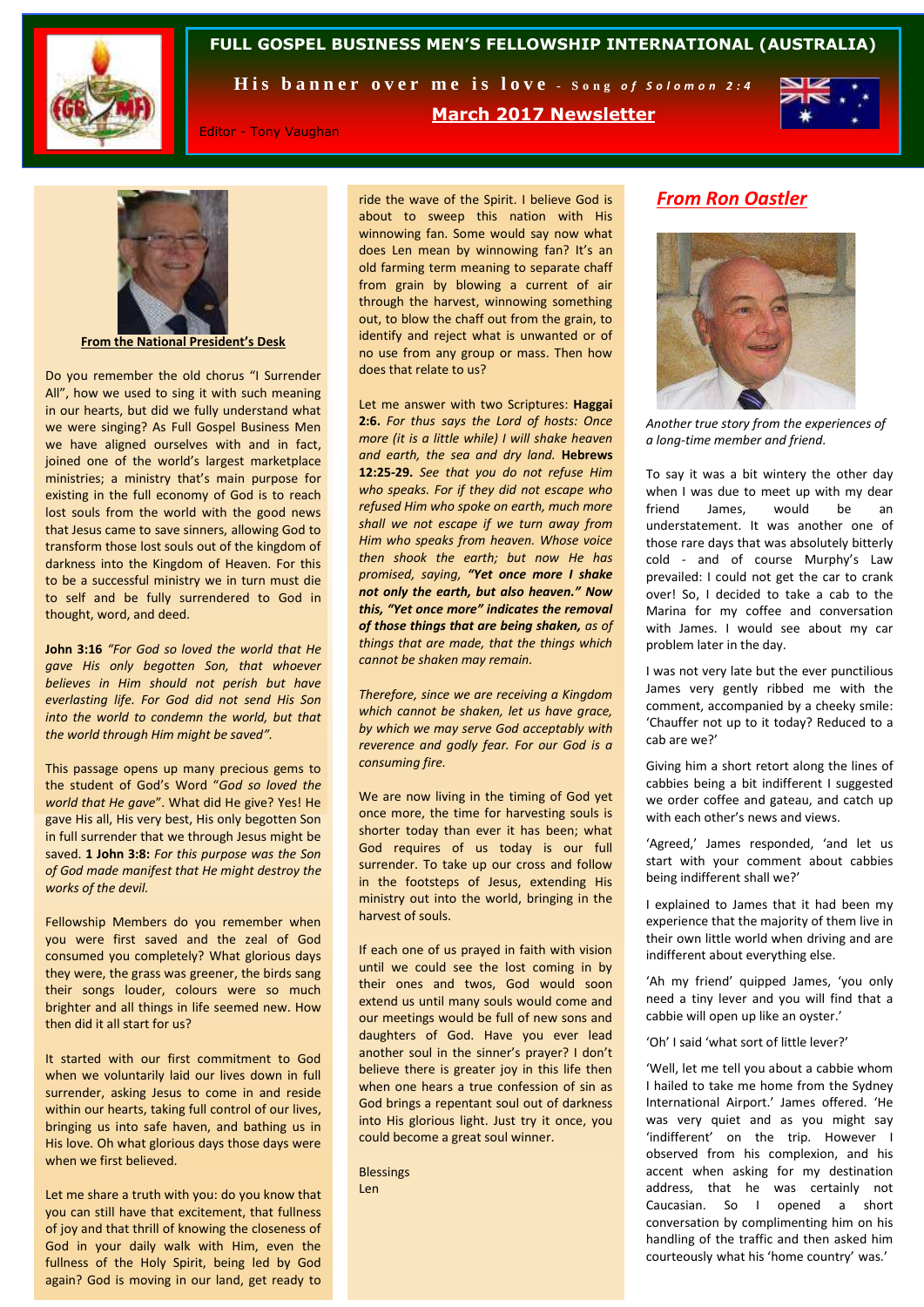# FULL GOSPEL BUSINESS MEN'S FELLOWSHIP INTERNATIONAL (AUSTRALIA)

**His banner over me is love** - *Song of Solomon 2:4*

## March 2017 Newsletter

Editor - Tony Vaughan

**From the National President's Desk**

Do you remember the old chorus "I Surrender All", how we used to sing it with such meaning in our hearts, but did we fully understand what we were singing? As Full Gospel Business Men we have aligned ourselves with and in fact, joined one of the world's largest marketplace ministries; a ministry that's main purpose for existing in the full economy of God is to reach lost souls from the world with the good news that Jesus came to save sinners, allowing God to transform those lost souls out of the kingdom of darkness into the Kingdom of Heaven. For this to be a successful ministry we in turn must die to self and be fully surrendered to God in thought, word, and deed.

**John 3:16** *"For God so loved the world that He gave His only begotten Son, that whoever believes in Him should not perish but have everlasting life. For God did not send His Son into the world to condemn the world, but that the world through Him might be saved".*

This passage opens up many precious gems to the student of God's Word "*God so loved the world that He gave*". What did He give? Yes! He gave His all, His very best, His only begotten Son in full surrender that we through Jesus might be saved. **1 John 3:8:** *For this purpose was the Son of God made manifest that He might destroy the works of the devil.*

Fellowship Members do you remember when you were first saved and the zeal of God consumed you completely? What glorious days they were, the grass was greener, the birds sang their songs louder, colours were so much brighter and all things in life seemed new. How then did it all start for us?

It started with our first commitment to God when we voluntarily laid our lives down in full surrender, asking Jesus to come in and reside within our hearts, taking full control of our lives, bringing us into safe haven, and bathing us in His love. Oh what glorious days those days were when we first believed.

Let me share a truth with you: do you know that you can still have that excitement, that fullness of joy and that thrill of knowing the closeness of God in your daily walk with Him, even the fullness of the Holy Spirit, being led by God again? God is moving in our land, get ready to ride the wave of the Spirit. I believe God is about to sweep this nation with His winnowing fan. Some would say now what does Len mean by winnowing fan? It's an old farming term meaning to separate chaff from grain by blowing a current of air through the harvest, winnowing something out, to blow the chaff out from the grain, to identify and reject what is unwanted or of no use from any group or mass. Then how does that relate to us?

Let me answer with two Scriptures: **Haggai 2:6.** *For thus says the Lord of hosts: Once more (it is a little while) I will shake heaven and earth, the sea and dry land.* **Hebrews 12:25-29.** *See that you do not refuse Him who speaks. For if they did not escape who refused Him who spoke on earth, much more shall we not escape if we turn away from Him who speaks from heaven. Whose voice then shook the earth; but now He has promised, saying,* ***"Yet once more I shake not only the earth, but also heaven." Now this, "Yet once more" indicates the removal of those things that are being shaken,*** *as of things that are made, that the things which cannot be shaken may remain.*

*Therefore, since we are receiving a Kingdom which cannot be shaken, let us have grace, by which we may serve God acceptably with reverence and godly fear. For our God is a consuming fire.*

We are now living in the timing of God yet once more, the time for harvesting souls is shorter today than ever it has been; what God requires of us today is our full surrender. To take up our cross and follow in the footsteps of Jesus, extending His ministry out into the world, bringing in the harvest of souls.

If each one of us prayed in faith with vision until we could see the lost coming in by their ones and twos, God would soon extend us until many souls would come and our meetings would be full of new sons and daughters of God. Have you ever lead another soul in the sinner's prayer? I don't believe there is greater joy in this life then when one hears a true confession of sin as God brings a repentant soul out of darkness into His glorious light. Just try it once, you could become a great soul winner.

Blessings
Len

## *From Ron Oastler*

*Another true story from the experiences of a long-time member and friend.*

To say it was a bit wintery the other day when I was due to meet up with my dear friend James, would be an understatement. It was another one of those rare days that was absolutely bitterly cold - and of course Murphy's Law prevailed: I could not get the car to crank over! So, I decided to take a cab to the Marina for my coffee and conversation with James. I would see about my car problem later in the day.

I was not very late but the ever punctilious James very gently ribbed me with the comment, accompanied by a cheeky smile: 'Chauffer not up to it today? Reduced to a cab are we?'

Giving him a short retort along the lines of cabbies being a bit indifferent I suggested we order coffee and gateau, and catch up with each other's news and views.

'Agreed,' James responded, 'and let us start with your comment about cabbies being indifferent shall we?'

I explained to James that it had been my experience that the majority of them live in their own little world when driving and are indifferent about everything else.

'Ah my friend' quipped James, 'you only need a tiny lever and you will find that a cabbie will open up like an oyster.'

'Oh' I said 'what sort of little lever?'

'Well, let me tell you about a cabbie whom I hailed to take me home from the Sydney International Airport.' James offered. 'He was very quiet and as you might say 'indifferent' on the trip. However I observed from his complexion, and his accent when asking for my destination address, that he was certainly not Caucasian. So I opened a short conversation by complimenting him on his handling of the traffic and then asked him courteously what his 'home country' was.'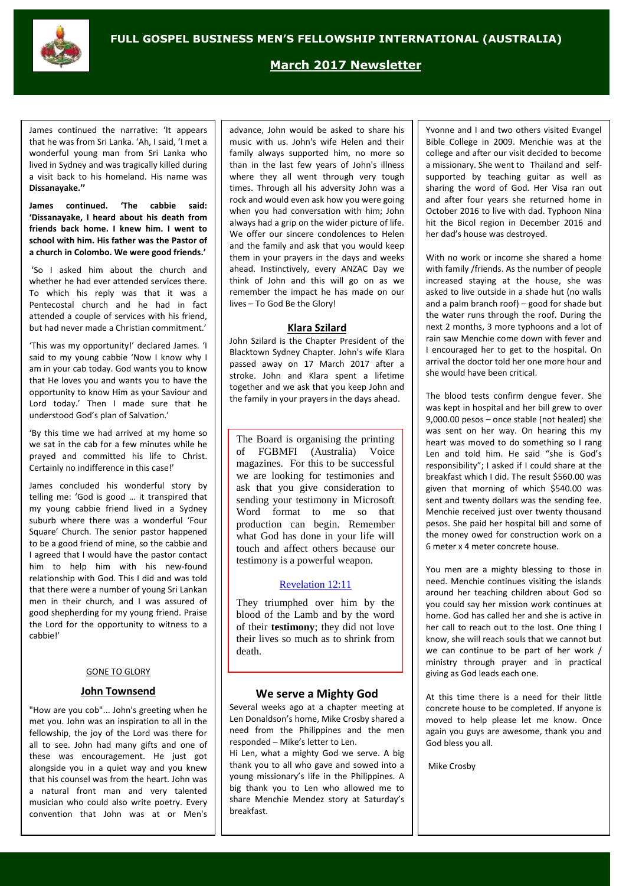James continued the narrative: 'It appears that he was from Sri Lanka. 'Ah, I said, 'I met a wonderful young man from Sri Lanka who lived in Sydney and was tragically killed during a visit back to his homeland. His name was **Dissanayake.''**

**James continued. 'The cabbie said: 'Dissanayake, I heard about his death from friends back home. I knew him. I went to school with him. His father was the Pastor of a church in Colombo. We were good friends.'**

'So I asked him about the church and whether he had ever attended services there. To which his reply was that it was a Pentecostal church and he had in fact attended a couple of services with his friend, but had never made a Christian commitment.'

'This was my opportunity!' declared James. 'I said to my young cabbie 'Now I know why I am in your cab today. God wants you to know that He loves you and wants you to have the opportunity to know Him as your Saviour and Lord today.' Then I made sure that he understood God's plan of Salvation.'

'By this time we had arrived at my home so we sat in the cab for a few minutes while he prayed and committed his life to Christ. Certainly no indifference in this case!'

James concluded his wonderful story by telling me: 'God is good … it transpired that my young cabbie friend lived in a Sydney suburb where there was a wonderful 'Four Square' Church. The senior pastor happened to be a good friend of mine, so the cabbie and I agreed that I would have the pastor contact him to help him with his new-found relationship with God. This I did and was told that there were a number of young Sri Lankan men in their church, and I was assured of good shepherding for my young friend. Praise the Lord for the opportunity to witness to a cabbie!'

GONE TO GLORY

## John Townsend

"How are you cob"... John's greeting when he met you. John was an inspiration to all in the fellowship, the joy of the Lord was there for all to see. John had many gifts and one of these was encouragement. He just got alongside you in a quiet way and you knew that his counsel was from the heart. John was a natural front man and very talented musician who could also write poetry. Every convention that John was at or Men's advance, John would be asked to share his music with us. John's wife Helen and their family always supported him, no more so than in the last few years of John's illness where they all went through very tough times. Through all his adversity John was a rock and would even ask how you were going when you had conversation with him; John always had a grip on the wider picture of life. We offer our sincere condolences to Helen and the family and ask that you would keep them in your prayers in the days and weeks ahead. Instinctively, every ANZAC Day we think of John and this will go on as we remember the impact he has made on our lives – To God Be the Glory!

## Klara Szilard

John Szilard is the Chapter President of the Blacktown Sydney Chapter. John's wife Klara passed away on 17 March 2017 after a stroke. John and Klara spent a lifetime together and we ask that you keep John and the family in your prayers in the days ahead.

The Board is organising the printing of FGBMFI (Australia) Voice magazines. For this to be successful we are looking for testimonies and ask that you give consideration to sending your testimony in Microsoft Word format to me so that production can begin. Remember what God has done in your life will touch and affect others because our testimony is a powerful weapon.

Revelation 12:11

They triumphed over him by the blood of the Lamb and by the word of their **testimony**; they did not love their lives so much as to shrink from death.

## We serve a Mighty God

Several weeks ago at a chapter meeting at Len Donaldson's home, Mike Crosby shared a need from the Philippines and the men responded – Mike's letter to Len.

Hi Len, what a mighty God we serve. A big thank you to all who gave and sowed into a young missionary's life in the Philippines. A big thank you to Len who allowed me to share Menchie Mendez story at Saturday's breakfast.

Yvonne and I and two others visited Evangel Bible College in 2009. Menchie was at the college and after our visit decided to become a missionary. She went to Thailand and self-supported by teaching guitar as well as sharing the word of God. Her Visa ran out and after four years she returned home in October 2016 to live with dad. Typhoon Nina hit the Bicol region in December 2016 and her dad's house was destroyed.

With no work or income she shared a home with family /friends. As the number of people increased staying at the house, she was asked to live outside in a shade hut (no walls and a palm branch roof) – good for shade but the water runs through the roof. During the next 2 months, 3 more typhoons and a lot of rain saw Menchie come down with fever and I encouraged her to get to the hospital. On arrival the doctor told her one more hour and she would have been critical.

The blood tests confirm dengue fever. She was kept in hospital and her bill grew to over 9,000.00 pesos – once stable (not healed) she was sent on her way. On hearing this my heart was moved to do something so I rang Len and told him. He said "she is God's responsibility"; I asked if I could share at the breakfast which I did. The result $560.00 was given that morning of which $540.00 was sent and twenty dollars was the sending fee. Menchie received just over twenty thousand pesos. She paid her hospital bill and some of the money owed for construction work on a 6 meter x 4 meter concrete house.

You men are a mighty blessing to those in need. Menchie continues visiting the islands around her teaching children about God so you could say her mission work continues at home. God has called her and she is active in her call to reach out to the lost. One thing I know, she will reach souls that we cannot but we can continue to be part of her work / ministry through prayer and in practical giving as God leads each one.

At this time there is a need for their little concrete house to be completed. If anyone is moved to help please let me know. Once again you guys are awesome, thank you and God bless you all.

Mike Crosby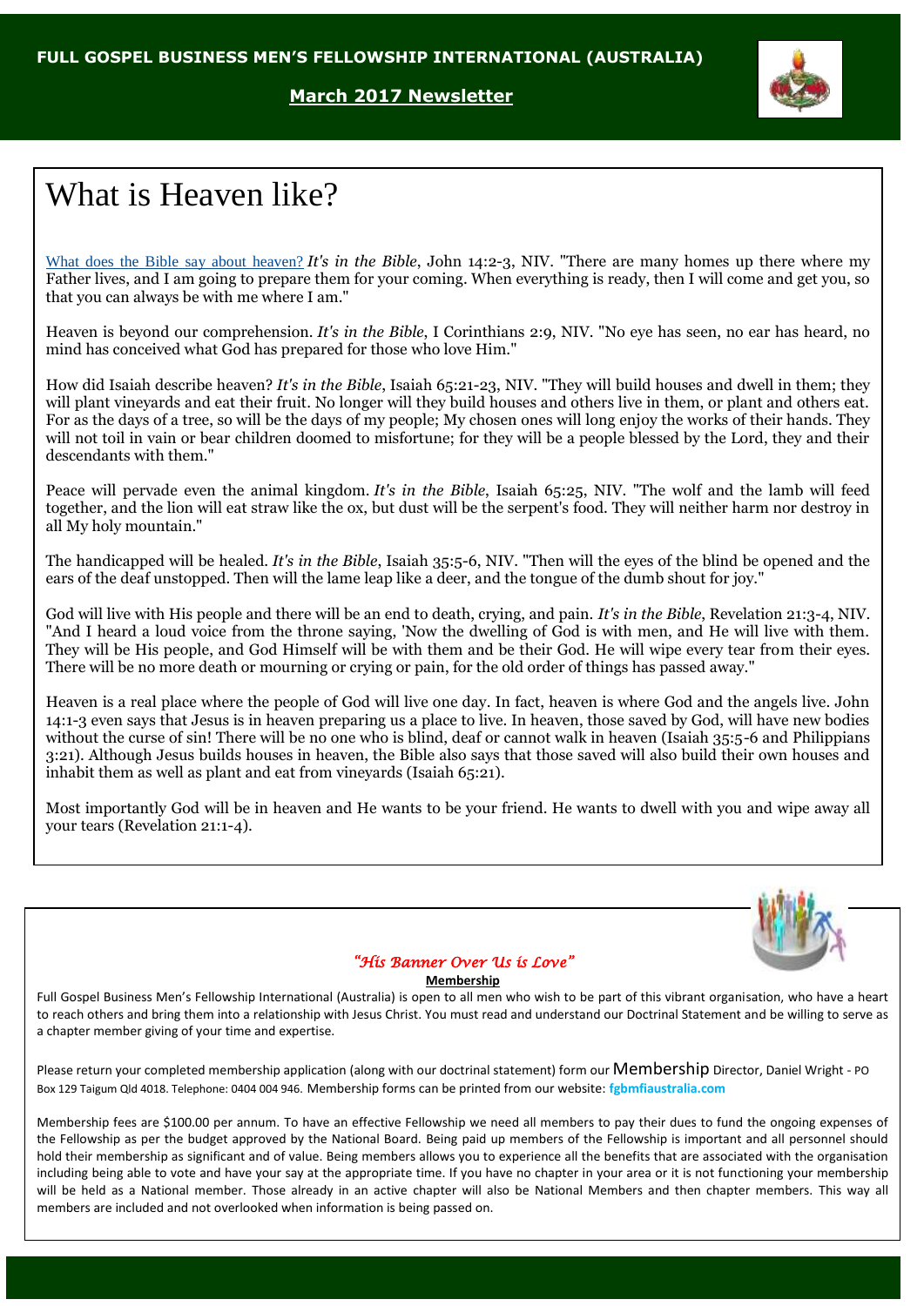FULL GOSPEL BUSINESS MEN'S FELLOWSHIP INTERNATIONAL (AUSTRALIA)

**March 2017 Newsletter**

# What is Heaven like?

What does the Bible say about heaven? *It's in the Bible*, John 14:2-3, NIV. "There are many homes up there where my Father lives, and I am going to prepare them for your coming. When everything is ready, then I will come and get you, so that you can always be with me where I am."

Heaven is beyond our comprehension. *It's in the Bible*, I Corinthians 2:9, NIV. "No eye has seen, no ear has heard, no mind has conceived what God has prepared for those who love Him."

How did Isaiah describe heaven? *It's in the Bible*, Isaiah 65:21-23, NIV. "They will build houses and dwell in them; they will plant vineyards and eat their fruit. No longer will they build houses and others live in them, or plant and others eat. For as the days of a tree, so will be the days of my people; My chosen ones will long enjoy the works of their hands. They will not toil in vain or bear children doomed to misfortune; for they will be a people blessed by the Lord, they and their descendants with them."

Peace will pervade even the animal kingdom. *It's in the Bible*, Isaiah 65:25, NIV. "The wolf and the lamb will feed together, and the lion will eat straw like the ox, but dust will be the serpent's food. They will neither harm nor destroy in all My holy mountain."

The handicapped will be healed. *It's in the Bible*, Isaiah 35:5-6, NIV. "Then will the eyes of the blind be opened and the ears of the deaf unstopped. Then will the lame leap like a deer, and the tongue of the dumb shout for joy."

God will live with His people and there will be an end to death, crying, and pain. *It's in the Bible*, Revelation 21:3-4, NIV. "And I heard a loud voice from the throne saying, 'Now the dwelling of God is with men, and He will live with them. They will be His people, and God Himself will be with them and be their God. He will wipe every tear from their eyes. There will be no more death or mourning or crying or pain, for the old order of things has passed away."

Heaven is a real place where the people of God will live one day. In fact, heaven is where God and the angels live. John 14:1-3 even says that Jesus is in heaven preparing us a place to live. In heaven, those saved by God, will have new bodies without the curse of sin! There will be no one who is blind, deaf or cannot walk in heaven (Isaiah 35:5-6 and Philippians 3:21). Although Jesus builds houses in heaven, the Bible also says that those saved will also build their own houses and inhabit them as well as plant and eat from vineyards (Isaiah 65:21).

Most importantly God will be in heaven and He wants to be your friend. He wants to dwell with you and wipe away all your tears (Revelation 21:1-4).

*"His Banner Over Us is Love"*

**Membership**

Full Gospel Business Men's Fellowship International (Australia) is open to all men who wish to be part of this vibrant organisation, who have a heart to reach others and bring them into a relationship with Jesus Christ. You must read and understand our Doctrinal Statement and be willing to serve as a chapter member giving of your time and expertise.

Please return your completed membership application (along with our doctrinal statement) form our Membership Director, Daniel Wright - PO Box 129 Taigum Qld 4018. Telephone: 0404 004 946. Membership forms can be printed from our website: **fgbmfiaustralia.com**

Membership fees are $100.00 per annum. To have an effective Fellowship we need all members to pay their dues to fund the ongoing expenses of the Fellowship as per the budget approved by the National Board. Being paid up members of the Fellowship is important and all personnel should hold their membership as significant and of value. Being members allows you to experience all the benefits that are associated with the organisation including being able to vote and have your say at the appropriate time. If you have no chapter in your area or it is not functioning your membership will be held as a National member. Those already in an active chapter will also be National Members and then chapter members. This way all members are included and not overlooked when information is being passed on.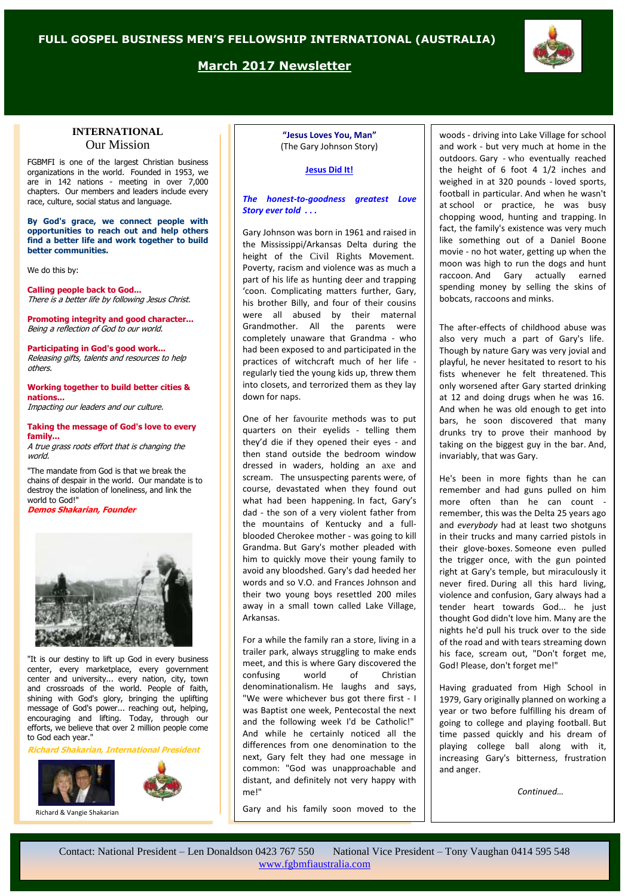# FULL GOSPEL BUSINESS MEN'S FELLOWSHIP INTERNATIONAL (AUSTRALIA)

## March 2017 Newsletter

### INTERNATIONAL
### Our Mission

FGBMFI is one of the largest Christian business organizations in the world. Founded in 1953, we are in 142 nations - meeting in over 7,000 chapters. Our members and leaders include every race, culture, social status and language.

**By God's grace, we connect people with opportunities to reach out and help others find a better life and work together to build better communities.**

We do this by:

**Calling people back to God...**
*There is a better life by following Jesus Christ.*

**Promoting integrity and good character...**
*Being a reflection of God to our world.*

**Participating in God's good work...**
*Releasing gifts, talents and resources to help others.*

**Working together to build better cities & nations...**
*Impacting our leaders and our culture.*

**Taking the message of God's love to every family...**
*A true grass roots effort that is changing the world.*

"The mandate from God is that we break the chains of despair in the world. Our mandate is to destroy the isolation of loneliness, and link the world to God!"
***Demos Shakarian, Founder***

"It is our destiny to lift up God in every business center, every marketplace, every government center and university... every nation, city, town and crossroads of the world. People of faith, shining with God's glory, bringing the uplifting message of God's power... reaching out, helping, encouraging and lifting. Today, through our efforts, we believe that over 2 million people come to God each year."
***Richard Shakarian, International President***

Richard & Vangie Shakarian

---

**"Jesus Loves You, Man"**
(The Gary Johnson Story)

**Jesus Did It!**

***The honest-to-goodness greatest Love Story ever told . . .***

Gary Johnson was born in 1961 and raised in the Mississippi/Arkansas Delta during the height of the Civil Rights Movement. Poverty, racism and violence was as much a part of his life as hunting deer and trapping 'coon. Complicating matters further, Gary, his brother Billy, and four of their cousins were all abused by their maternal Grandmother. All the parents were completely unaware that Grandma - who had been exposed to and participated in the practices of witchcraft much of her life - regularly tied the young kids up, threw them into closets, and terrorized them as they lay down for naps.

One of her favourite methods was to put quarters on their eyelids - telling them they'd die if they opened their eyes - and then stand outside the bedroom window dressed in waders, holding an axe and scream. The unsuspecting parents were, of course, devastated when they found out what had been happening. In fact, Gary's dad - the son of a very violent father from the mountains of Kentucky and a full-blooded Cherokee mother - was going to kill Grandma. But Gary's mother pleaded with him to quickly move their young family to avoid any bloodshed. Gary's dad heeded her words and so V.O. and Frances Johnson and their two young boys resettled 200 miles away in a small town called Lake Village, Arkansas.

For a while the family ran a store, living in a trailer park, always struggling to make ends meet, and this is where Gary discovered the confusing world of Christian denominationalism. He laughs and says, "We were whichever bus got there first - I was Baptist one week, Pentecostal the next and the following week I'd be Catholic!" And while he certainly noticed all the differences from one denomination to the next, Gary felt they had one message in common: "God was unapproachable and distant, and definitely not very happy with me!"

Gary and his family soon moved to the woods - driving into Lake Village for school and work - but very much at home in the outdoors. Gary - who eventually reached the height of 6 foot 4 1/2 inches and weighed in at 320 pounds - loved sports, football in particular. And when he wasn't at school or practice, he was busy chopping wood, hunting and trapping. In fact, the family's existence was very much like something out of a Daniel Boone movie - no hot water, getting up when the moon was high to run the dogs and hunt raccoon. And Gary actually earned spending money by selling the skins of bobcats, raccoons and minks.

The after-effects of childhood abuse was also very much a part of Gary's life. Though by nature Gary was very jovial and playful, he never hesitated to resort to his fists whenever he felt threatened. This only worsened after Gary started drinking at 12 and doing drugs when he was 16. And when he was old enough to get into bars, he soon discovered that many drunks try to prove their manhood by taking on the biggest guy in the bar. And, invariably, that was Gary.

He's been in more fights than he can remember and had guns pulled on him more often than he can count - remember, this was the Delta 25 years ago and *everybody* had at least two shotguns in their trucks and many carried pistols in their glove-boxes. Someone even pulled the trigger once, with the gun pointed right at Gary's temple, but miraculously it never fired. During all this hard living, violence and confusion, Gary always had a tender heart towards God... he just thought God didn't love him. Many are the nights he'd pull his truck over to the side of the road and with tears streaming down his face, scream out, "Don't forget me, God! Please, don't forget me!"

Having graduated from High School in 1979, Gary originally planned on working a year or two before fulfilling his dream of going to college and playing football. But time passed quickly and his dream of playing college ball along with it, increasing Gary's bitterness, frustration and anger.

*Continued…*

---

Contact: National President – Len Donaldson 0423 767 550 National Vice President – Tony Vaughan 0414 595 548
www.fgbmfiaustralia.com